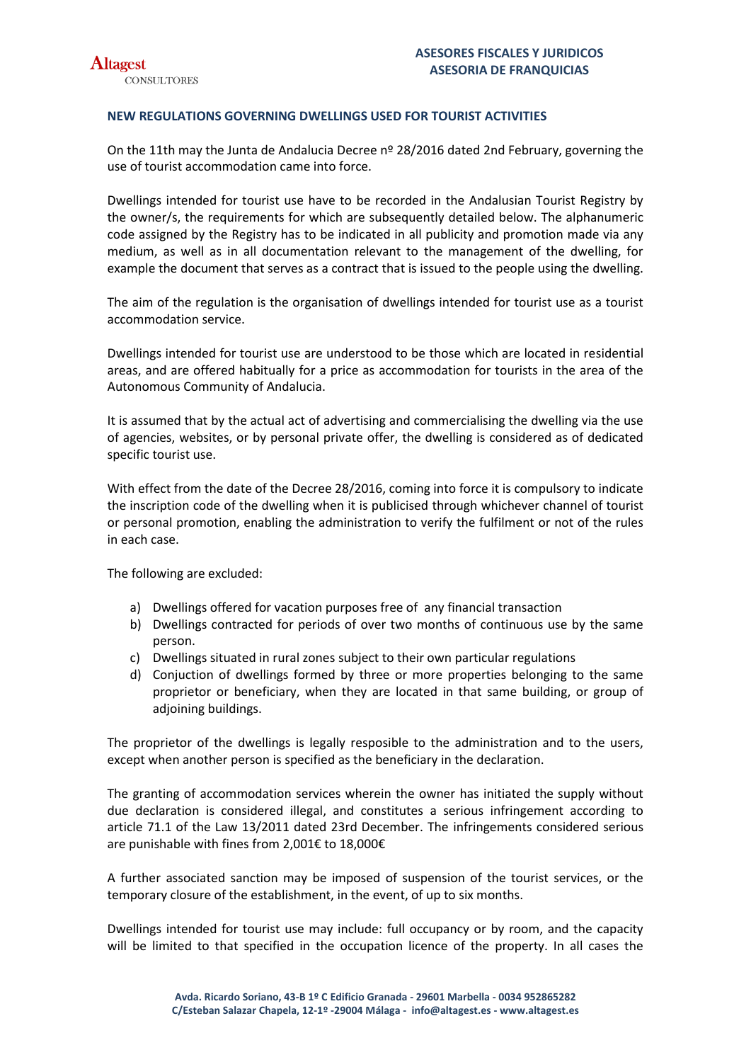## NEW REGULATIONS GOVERNING DWELLINGS USED FOR TOURIST ACTIVITIES

On the 11th may the Junta de Andalucia Decree nº 28/2016 dated 2nd February, governing the use of tourist accommodation came into force.

Dwellings intended for tourist use have to be recorded in the Andalusian Tourist Registry by the owner/s, the requirements for which are subsequently detailed below. The alphanumeric code assigned by the Registry has to be indicated in all publicity and promotion made via any medium, as well as in all documentation relevant to the management of the dwelling, for example the document that serves as a contract that is issued to the people using the dwelling.

The aim of the regulation is the organisation of dwellings intended for tourist use as a tourist accommodation service.

Dwellings intended for tourist use are understood to be those which are located in residential areas, and are offered habitually for a price as accommodation for tourists in the area of the Autonomous Community of Andalucia.

It is assumed that by the actual act of advertising and commercialising the dwelling via the use of agencies, websites, or by personal private offer, the dwelling is considered as of dedicated specific tourist use.

With effect from the date of the Decree 28/2016, coming into force it is compulsory to indicate the inscription code of the dwelling when it is publicised through whichever channel of tourist or personal promotion, enabling the administration to verify the fulfilment or not of the rules in each case.

The following are excluded:

a) Dwellings offered for vacation purposes free of any financial transaction
b) Dwellings contracted for periods of over two months of continuous use by the same person.
c) Dwellings situated in rural zones subject to their own particular regulations
d) Conjuction of dwellings formed by three or more properties belonging to the same proprietor or beneficiary, when they are located in that same building, or group of adjoining buildings.

The proprietor of the dwellings is legally resposible to the administration and to the users, except when another person is specified as the beneficiary in the declaration.

The granting of accommodation services wherein the owner has initiated the supply without due declaration is considered illegal, and constitutes a serious infringement according to article 71.1 of the Law 13/2011 dated 23rd December. The infringements considered serious are punishable with fines from 2,001€ to 18,000€

A further associated sanction may be imposed of suspension of the tourist services, or the temporary closure of the establishment, in the event, of up to six months.

Dwellings intended for tourist use may include: full occupancy or by room, and the capacity will be limited to that specified in the occupation licence of the property. In all cases the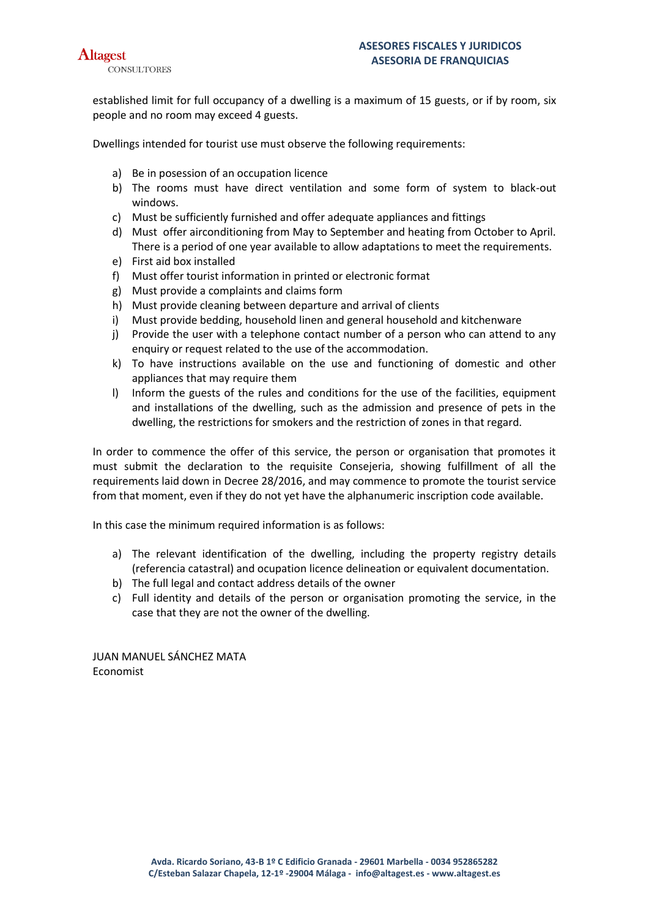established limit for full occupancy of a dwelling is a maximum of 15 guests, or if by room, six people and no room may exceed 4 guests.

Dwellings intended for tourist use must observe the following requirements:

a) Be in posession of an occupation licence
b) The rooms must have direct ventilation and some form of system to black-out windows.
c) Must be sufficiently furnished and offer adequate appliances and fittings
d) Must offer airconditioning from May to September and heating from October to April. There is a period of one year available to allow adaptations to meet the requirements.
e) First aid box installed
f) Must offer tourist information in printed or electronic format
g) Must provide a complaints and claims form
h) Must provide cleaning between departure and arrival of clients
i) Must provide bedding, household linen and general household and kitchenware
j) Provide the user with a telephone contact number of a person who can attend to any enquiry or request related to the use of the accommodation.
k) To have instructions available on the use and functioning of domestic and other appliances that may require them
l) Inform the guests of the rules and conditions for the use of the facilities, equipment and installations of the dwelling, such as the admission and presence of pets in the dwelling, the restrictions for smokers and the restriction of zones in that regard.

In order to commence the offer of this service, the person or organisation that promotes it must submit the declaration to the requisite Consejeria, showing fulfillment of all the requirements laid down in Decree 28/2016, and may commence to promote the tourist service from that moment, even if they do not yet have the alphanumeric inscription code available.

In this case the minimum required information is as follows:

a) The relevant identification of the dwelling, including the property registry details (referencia catastral) and ocupation licence delineation or equivalent documentation.
b) The full legal and contact address details of the owner
c) Full identity and details of the person or organisation promoting the service, in the case that they are not the owner of the dwelling.

JUAN MANUEL SÁNCHEZ MATA
Economist